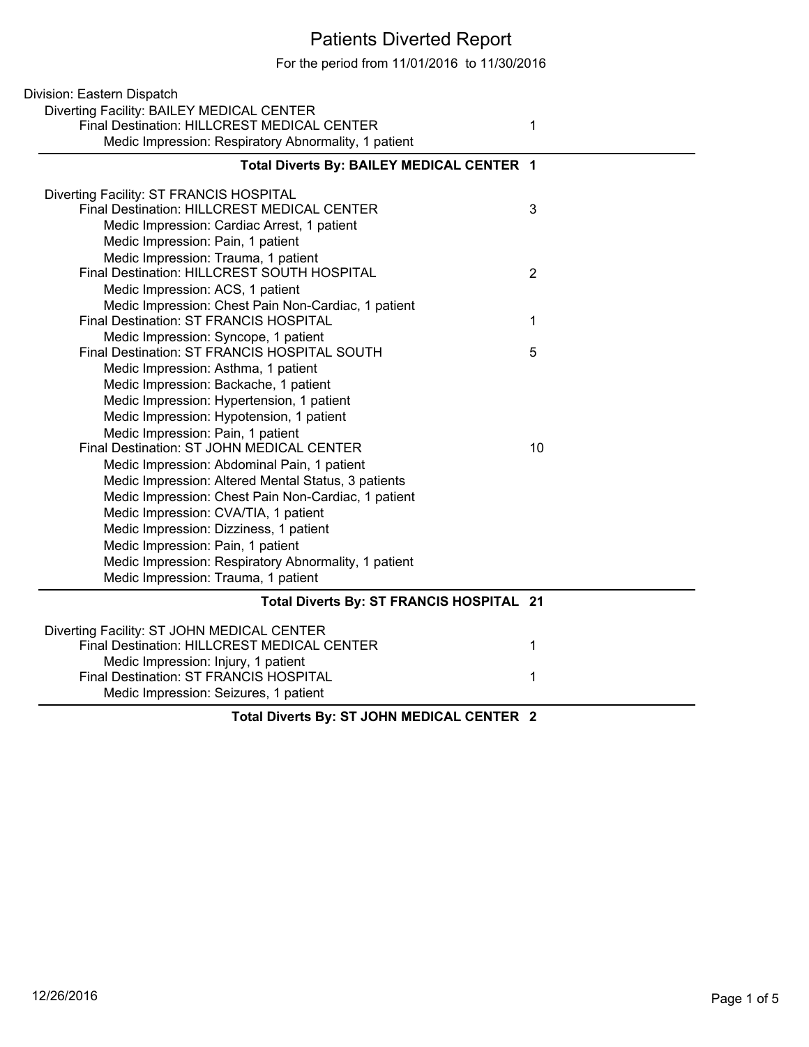# Patients Diverted Report

For the period from 11/01/2016 to 11/30/2016

Division: Eastern Dispatch

Diverting Facility: BAILEY MEDICAL CENTER

| | |
|---|---|
| Final Destination: HILLCREST MEDICAL CENTER | 1 |
| Medic Impression: Respiratory Abnormality, 1 patient | |
| **Total Diverts By: BAILEY MEDICAL CENTER** | **1** |

Diverting Facility: ST FRANCIS HOSPITAL

| | |
|---|---|
| Final Destination: HILLCREST MEDICAL CENTER | 3 |
| Medic Impression: Cardiac Arrest, 1 patient | |
| Medic Impression: Pain, 1 patient | |
| Medic Impression: Trauma, 1 patient | |
| Final Destination: HILLCREST SOUTH HOSPITAL | 2 |
| Medic Impression: ACS, 1 patient | |
| Medic Impression: Chest Pain Non-Cardiac, 1 patient | |
| Final Destination: ST FRANCIS HOSPITAL | 1 |
| Medic Impression: Syncope, 1 patient | |
| Final Destination: ST FRANCIS HOSPITAL SOUTH | 5 |
| Medic Impression: Asthma, 1 patient | |
| Medic Impression: Backache, 1 patient | |
| Medic Impression: Hypertension, 1 patient | |
| Medic Impression: Hypotension, 1 patient | |
| Medic Impression: Pain, 1 patient | |
| Final Destination: ST JOHN MEDICAL CENTER | 10 |
| Medic Impression: Abdominal Pain, 1 patient | |
| Medic Impression: Altered Mental Status, 3 patients | |
| Medic Impression: Chest Pain Non-Cardiac, 1 patient | |
| Medic Impression: CVA/TIA, 1 patient | |
| Medic Impression: Dizziness, 1 patient | |
| Medic Impression: Pain, 1 patient | |
| Medic Impression: Respiratory Abnormality, 1 patient | |
| Medic Impression: Trauma, 1 patient | |
| **Total Diverts By: ST FRANCIS HOSPITAL** | **21** |

Diverting Facility: ST JOHN MEDICAL CENTER

| | |
|---|---|
| Final Destination: HILLCREST MEDICAL CENTER | 1 |
| Medic Impression: Injury, 1 patient | |
| Final Destination: ST FRANCIS HOSPITAL | 1 |
| Medic Impression: Seizures, 1 patient | |
| **Total Diverts By: ST JOHN MEDICAL CENTER** | **2** |

12/26/2016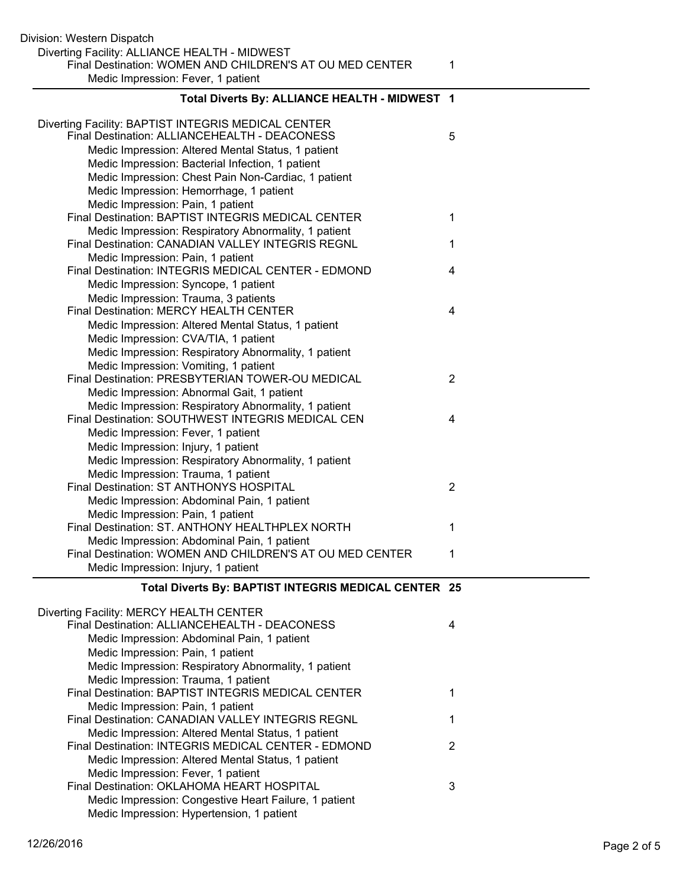Division: Western Dispatch

Diverting Facility: ALLIANCE HEALTH - MIDWEST

- Final Destination: WOMEN AND CHILDREN'S AT OU MED CENTER — 1
  - Medic Impression: Fever, 1 patient

**Total Diverts By: ALLIANCE HEALTH - MIDWEST 1**

Diverting Facility: BAPTIST INTEGRIS MEDICAL CENTER

- Final Destination: ALLIANCEHEALTH - DEACONESS — 5
  - Medic Impression: Altered Mental Status, 1 patient
  - Medic Impression: Bacterial Infection, 1 patient
  - Medic Impression: Chest Pain Non-Cardiac, 1 patient
  - Medic Impression: Hemorrhage, 1 patient
  - Medic Impression: Pain, 1 patient
- Final Destination: BAPTIST INTEGRIS MEDICAL CENTER — 1
  - Medic Impression: Respiratory Abnormality, 1 patient
- Final Destination: CANADIAN VALLEY INTEGRIS REGNL — 1
  - Medic Impression: Pain, 1 patient
- Final Destination: INTEGRIS MEDICAL CENTER - EDMOND — 4
  - Medic Impression: Syncope, 1 patient
  - Medic Impression: Trauma, 3 patients
- Final Destination: MERCY HEALTH CENTER — 4
  - Medic Impression: Altered Mental Status, 1 patient
  - Medic Impression: CVA/TIA, 1 patient
  - Medic Impression: Respiratory Abnormality, 1 patient
  - Medic Impression: Vomiting, 1 patient
- Final Destination: PRESBYTERIAN TOWER-OU MEDICAL — 2
  - Medic Impression: Abnormal Gait, 1 patient
  - Medic Impression: Respiratory Abnormality, 1 patient
- Final Destination: SOUTHWEST INTEGRIS MEDICAL CEN — 4
  - Medic Impression: Fever, 1 patient
  - Medic Impression: Injury, 1 patient
  - Medic Impression: Respiratory Abnormality, 1 patient
  - Medic Impression: Trauma, 1 patient
- Final Destination: ST ANTHONYS HOSPITAL — 2
  - Medic Impression: Abdominal Pain, 1 patient
  - Medic Impression: Pain, 1 patient
- Final Destination: ST. ANTHONY HEALTHPLEX NORTH — 1
  - Medic Impression: Abdominal Pain, 1 patient
- Final Destination: WOMEN AND CHILDREN'S AT OU MED CENTER — 1
  - Medic Impression: Injury, 1 patient

**Total Diverts By: BAPTIST INTEGRIS MEDICAL CENTER 25**

Diverting Facility: MERCY HEALTH CENTER

- Final Destination: ALLIANCEHEALTH - DEACONESS — 4
  - Medic Impression: Abdominal Pain, 1 patient
  - Medic Impression: Pain, 1 patient
  - Medic Impression: Respiratory Abnormality, 1 patient
  - Medic Impression: Trauma, 1 patient
- Final Destination: BAPTIST INTEGRIS MEDICAL CENTER — 1
  - Medic Impression: Pain, 1 patient
- Final Destination: CANADIAN VALLEY INTEGRIS REGNL — 1
  - Medic Impression: Altered Mental Status, 1 patient
- Final Destination: INTEGRIS MEDICAL CENTER - EDMOND — 2
  - Medic Impression: Altered Mental Status, 1 patient
  - Medic Impression: Fever, 1 patient
- Final Destination: OKLAHOMA HEART HOSPITAL — 3
  - Medic Impression: Congestive Heart Failure, 1 patient
  - Medic Impression: Hypertension, 1 patient

12/26/2016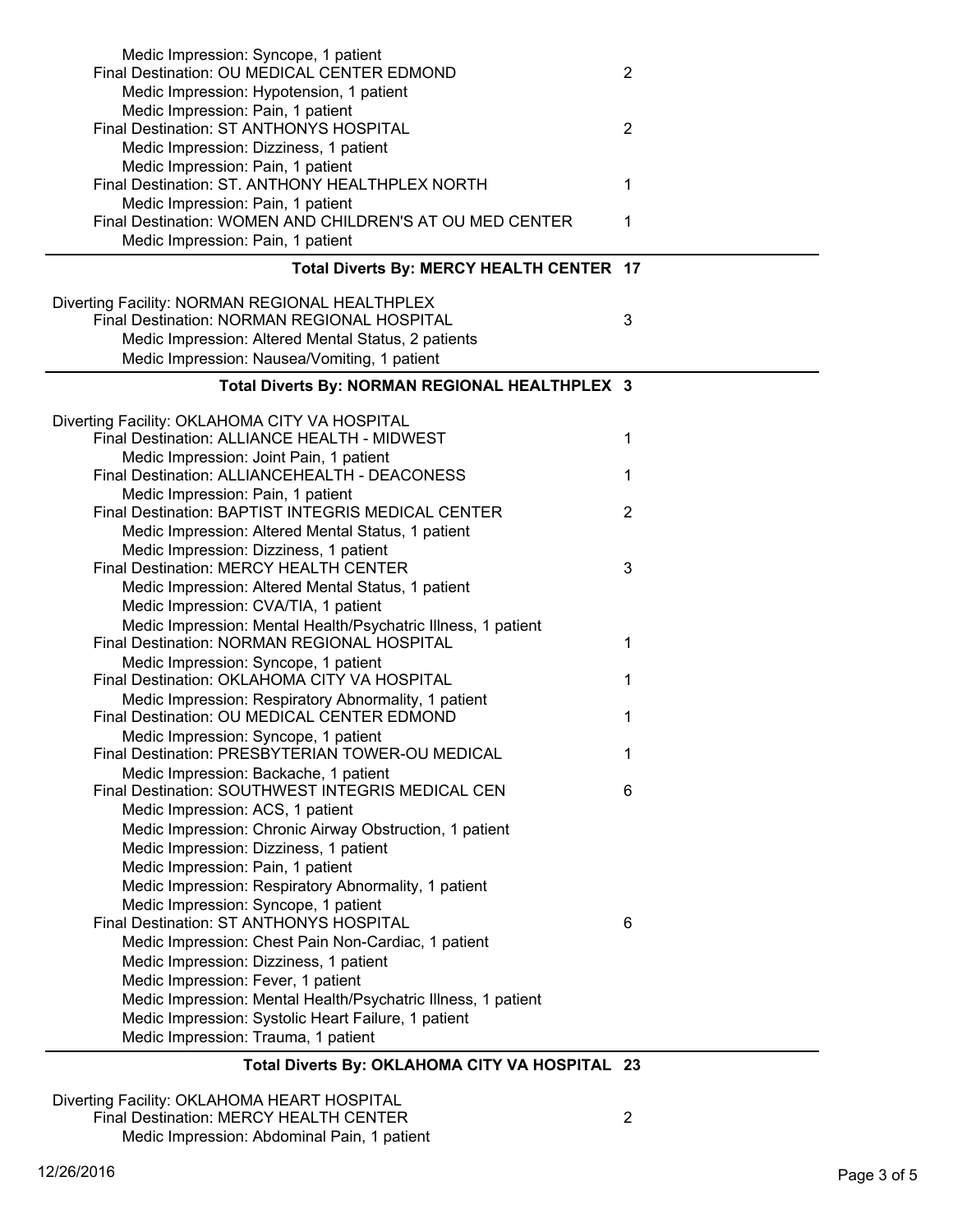Medic Impression: Syncope, 1 patient

Final Destination: OU MEDICAL CENTER EDMOND 2

Medic Impression: Hypotension, 1 patient

Medic Impression: Pain, 1 patient

Final Destination: ST ANTHONYS HOSPITAL 2

Medic Impression: Dizziness, 1 patient

Medic Impression: Pain, 1 patient

Final Destination: ST. ANTHONY HEALTHPLEX NORTH 1

Medic Impression: Pain, 1 patient

Final Destination: WOMEN AND CHILDREN'S AT OU MED CENTER 1

Medic Impression: Pain, 1 patient

**Total Diverts By: MERCY HEALTH CENTER 17**

---

Diverting Facility: NORMAN REGIONAL HEALTHPLEX

Final Destination: NORMAN REGIONAL HOSPITAL 3

Medic Impression: Altered Mental Status, 2 patients

Medic Impression: Nausea/Vomiting, 1 patient

**Total Diverts By: NORMAN REGIONAL HEALTHPLEX 3**

---

Diverting Facility: OKLAHOMA CITY VA HOSPITAL

Final Destination: ALLIANCE HEALTH - MIDWEST 1

Medic Impression: Joint Pain, 1 patient

Final Destination: ALLIANCEHEALTH - DEACONESS 1

Medic Impression: Pain, 1 patient

Final Destination: BAPTIST INTEGRIS MEDICAL CENTER 2

Medic Impression: Altered Mental Status, 1 patient

Medic Impression: Dizziness, 1 patient

Final Destination: MERCY HEALTH CENTER 3

Medic Impression: Altered Mental Status, 1 patient

Medic Impression: CVA/TIA, 1 patient

Medic Impression: Mental Health/Psychatric Illness, 1 patient

Final Destination: NORMAN REGIONAL HOSPITAL 1

Medic Impression: Syncope, 1 patient

Final Destination: OKLAHOMA CITY VA HOSPITAL 1

Medic Impression: Respiratory Abnormality, 1 patient

Final Destination: OU MEDICAL CENTER EDMOND 1

Medic Impression: Syncope, 1 patient

Final Destination: PRESBYTERIAN TOWER-OU MEDICAL 1

Medic Impression: Backache, 1 patient

Final Destination: SOUTHWEST INTEGRIS MEDICAL CEN 6

Medic Impression: ACS, 1 patient

Medic Impression: Chronic Airway Obstruction, 1 patient

Medic Impression: Dizziness, 1 patient

Medic Impression: Pain, 1 patient

Medic Impression: Respiratory Abnormality, 1 patient

Medic Impression: Syncope, 1 patient

Final Destination: ST ANTHONYS HOSPITAL 6

Medic Impression: Chest Pain Non-Cardiac, 1 patient

Medic Impression: Dizziness, 1 patient

Medic Impression: Fever, 1 patient

Medic Impression: Mental Health/Psychatric Illness, 1 patient

Medic Impression: Systolic Heart Failure, 1 patient

Medic Impression: Trauma, 1 patient

**Total Diverts By: OKLAHOMA CITY VA HOSPITAL 23**

---

Diverting Facility: OKLAHOMA HEART HOSPITAL

Final Destination: MERCY HEALTH CENTER 2

Medic Impression: Abdominal Pain, 1 patient

12/26/2016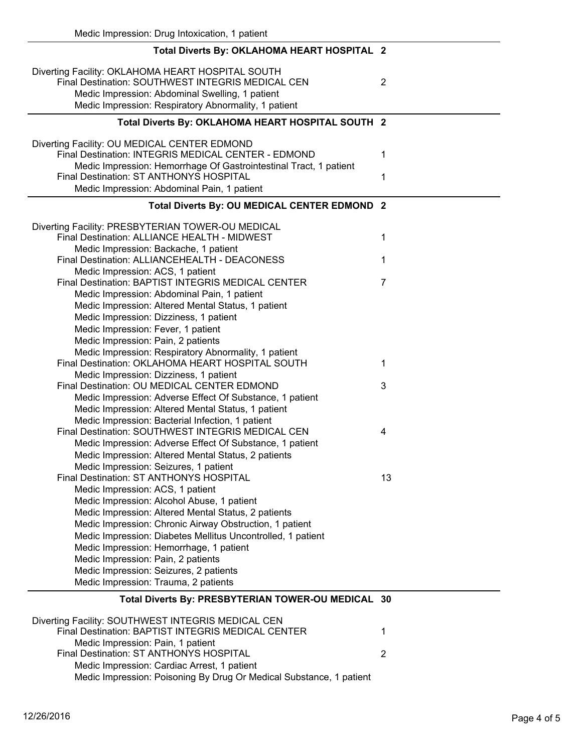Medic Impression: Drug Intoxication, 1 patient

**Total Diverts By: OKLAHOMA HEART HOSPITAL 2**

Diverting Facility: OKLAHOMA HEART HOSPITAL SOUTH

| | |
|---|---|
| Final Destination: SOUTHWEST INTEGRIS MEDICAL CEN | 2 |
| Medic Impression: Abdominal Swelling, 1 patient | |
| Medic Impression: Respiratory Abnormality, 1 patient | |

**Total Diverts By: OKLAHOMA HEART HOSPITAL SOUTH 2**

Diverting Facility: OU MEDICAL CENTER EDMOND

| | |
|---|---|
| Final Destination: INTEGRIS MEDICAL CENTER - EDMOND | 1 |
| Medic Impression: Hemorrhage Of Gastrointestinal Tract, 1 patient | |
| Final Destination: ST ANTHONYS HOSPITAL | 1 |
| Medic Impression: Abdominal Pain, 1 patient | |

**Total Diverts By: OU MEDICAL CENTER EDMOND 2**

Diverting Facility: PRESBYTERIAN TOWER-OU MEDICAL

| | |
|---|---|
| Final Destination: ALLIANCE HEALTH - MIDWEST | 1 |
| Medic Impression: Backache, 1 patient | |
| Final Destination: ALLIANCEHEALTH - DEACONESS | 1 |
| Medic Impression: ACS, 1 patient | |
| Final Destination: BAPTIST INTEGRIS MEDICAL CENTER | 7 |
| Medic Impression: Abdominal Pain, 1 patient | |
| Medic Impression: Altered Mental Status, 1 patient | |
| Medic Impression: Dizziness, 1 patient | |
| Medic Impression: Fever, 1 patient | |
| Medic Impression: Pain, 2 patients | |
| Medic Impression: Respiratory Abnormality, 1 patient | |
| Final Destination: OKLAHOMA HEART HOSPITAL SOUTH | 1 |
| Medic Impression: Dizziness, 1 patient | |
| Final Destination: OU MEDICAL CENTER EDMOND | 3 |
| Medic Impression: Adverse Effect Of Substance, 1 patient | |
| Medic Impression: Altered Mental Status, 1 patient | |
| Medic Impression: Bacterial Infection, 1 patient | |
| Final Destination: SOUTHWEST INTEGRIS MEDICAL CEN | 4 |
| Medic Impression: Adverse Effect Of Substance, 1 patient | |
| Medic Impression: Altered Mental Status, 2 patients | |
| Medic Impression: Seizures, 1 patient | |
| Final Destination: ST ANTHONYS HOSPITAL | 13 |
| Medic Impression: ACS, 1 patient | |
| Medic Impression: Alcohol Abuse, 1 patient | |
| Medic Impression: Altered Mental Status, 2 patients | |
| Medic Impression: Chronic Airway Obstruction, 1 patient | |
| Medic Impression: Diabetes Mellitus Uncontrolled, 1 patient | |
| Medic Impression: Hemorrhage, 1 patient | |
| Medic Impression: Pain, 2 patients | |
| Medic Impression: Seizures, 2 patients | |
| Medic Impression: Trauma, 2 patients | |

**Total Diverts By: PRESBYTERIAN TOWER-OU MEDICAL 30**

Diverting Facility: SOUTHWEST INTEGRIS MEDICAL CEN

| | |
|---|---|
| Final Destination: BAPTIST INTEGRIS MEDICAL CENTER | 1 |
| Medic Impression: Pain, 1 patient | |
| Final Destination: ST ANTHONYS HOSPITAL | 2 |
| Medic Impression: Cardiac Arrest, 1 patient | |
| Medic Impression: Poisoning By Drug Or Medical Substance, 1 patient | |

12/26/2016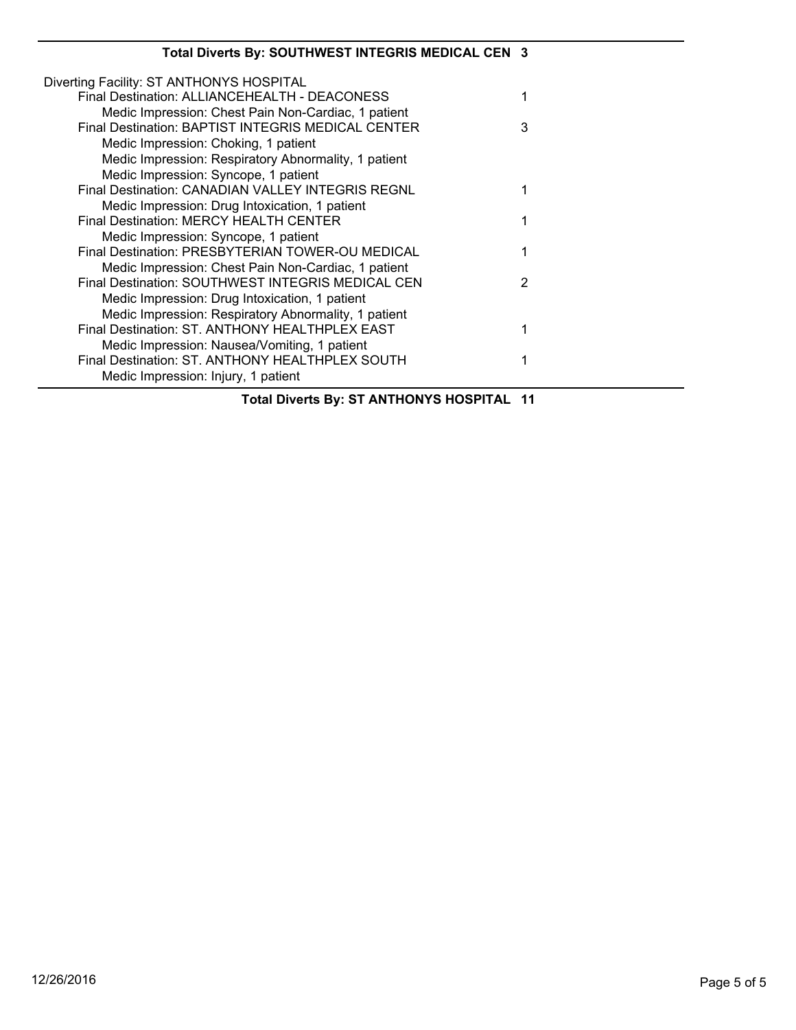**Total Diverts By: SOUTHWEST INTEGRIS MEDICAL CEN 3**

| | |
|---|---|
| Diverting Facility: ST ANTHONYS HOSPITAL | |
| Final Destination: ALLIANCEHEALTH - DEACONESS | 1 |
| Medic Impression: Chest Pain Non-Cardiac, 1 patient | |
| Final Destination: BAPTIST INTEGRIS MEDICAL CENTER | 3 |
| Medic Impression: Choking, 1 patient | |
| Medic Impression: Respiratory Abnormality, 1 patient | |
| Medic Impression: Syncope, 1 patient | |
| Final Destination: CANADIAN VALLEY INTEGRIS REGNL | 1 |
| Medic Impression: Drug Intoxication, 1 patient | |
| Final Destination: MERCY HEALTH CENTER | 1 |
| Medic Impression: Syncope, 1 patient | |
| Final Destination: PRESBYTERIAN TOWER-OU MEDICAL | 1 |
| Medic Impression: Chest Pain Non-Cardiac, 1 patient | |
| Final Destination: SOUTHWEST INTEGRIS MEDICAL CEN | 2 |
| Medic Impression: Drug Intoxication, 1 patient | |
| Medic Impression: Respiratory Abnormality, 1 patient | |
| Final Destination: ST. ANTHONY HEALTHPLEX EAST | 1 |
| Medic Impression: Nausea/Vomiting, 1 patient | |
| Final Destination: ST. ANTHONY HEALTHPLEX SOUTH | 1 |
| Medic Impression: Injury, 1 patient | |

**Total Diverts By: ST ANTHONYS HOSPITAL 11**

12/26/2016